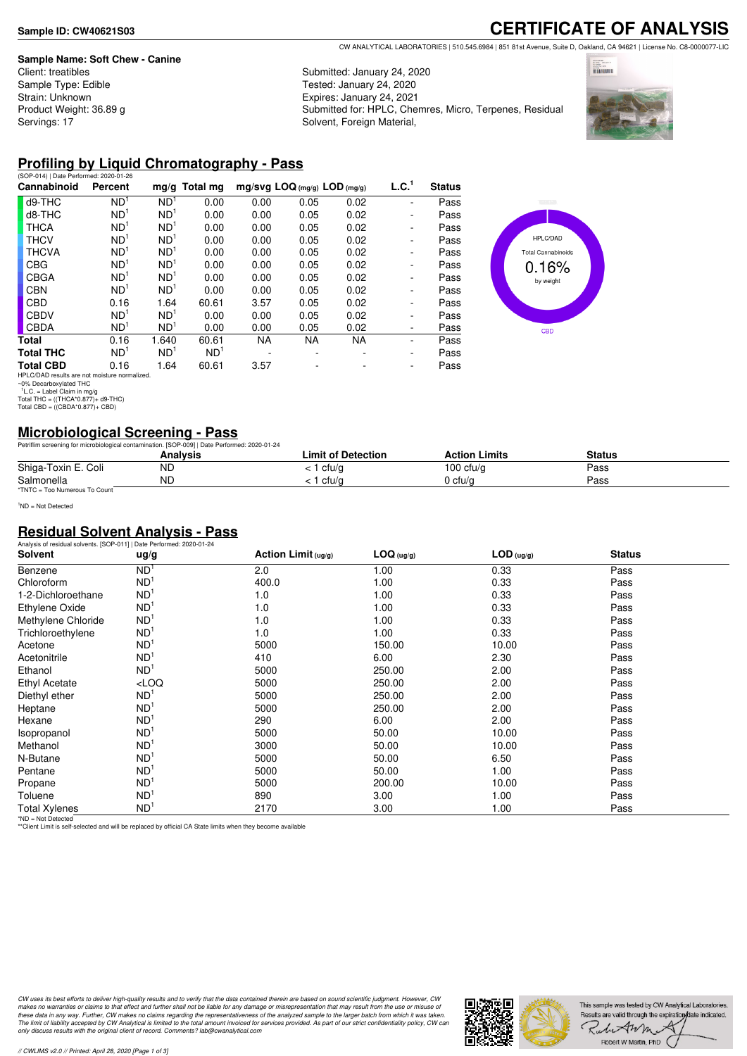**Sample ID: CW40621S03**

# CERTIFICATE OF ANALYSIS

CW ANALYTICAL LABORATORIES | 510.545.6984 | 851 81st Avenue, Suite D, Oakland, CA 94621 | License No. C8-0000077-LIC

**Sample Name: Soft Chew - Canine**
Client: treatibles
Sample Type: Edible
Strain: Unknown
Product Weight: 36.89 g
Servings: 17

Submitted: January 24, 2020
Tested: January 24, 2020
Expires: January 24, 2021
Submitted for: HPLC, Chemres, Micro, Terpenes, Residual Solvent, Foreign Material,

## Profiling by Liquid Chromatography - Pass

(SOP-014) | Date Performed: 2020-01-26

| Cannabinoid | Percent | mg/g | Total mg | mg/svg | LOQ (mg/g) | LOD (mg/g) | L.C.[1] | Status |
|---|---|---|---|---|---|---|---|---|
| d9-THC | ND[1] | ND[1] | 0.00 | 0.00 | 0.05 | 0.02 | - | Pass |
| d8-THC | ND[1] | ND[1] | 0.00 | 0.00 | 0.05 | 0.02 | - | Pass |
| THCA | ND[1] | ND[1] | 0.00 | 0.00 | 0.05 | 0.02 | - | Pass |
| THCV | ND[1] | ND[1] | 0.00 | 0.00 | 0.05 | 0.02 | - | Pass |
| THCVA | ND[1] | ND[1] | 0.00 | 0.00 | 0.05 | 0.02 | - | Pass |
| CBG | ND[1] | ND[1] | 0.00 | 0.00 | 0.05 | 0.02 | - | Pass |
| CBGA | ND[1] | ND[1] | 0.00 | 0.00 | 0.05 | 0.02 | - | Pass |
| CBN | ND[1] | ND[1] | 0.00 | 0.00 | 0.05 | 0.02 | - | Pass |
| CBD | 0.16 | 1.64 | 60.61 | 3.57 | 0.05 | 0.02 | - | Pass |
| CBDV | ND[1] | ND[1] | 0.00 | 0.00 | 0.05 | 0.02 | - | Pass |
| CBDA | ND[1] | ND[1] | 0.00 | 0.00 | 0.05 | 0.02 | - | Pass |
| **Total** | 0.16 | 1.640 | 60.61 | NA | NA | NA | - | Pass |
| **Total THC** | ND[1] | ND[1] | ND[1] | - | - | - | - | Pass |
| **Total CBD** | 0.16 | 1.64 | 60.61 | 3.57 | - | - | - | Pass |

HPLC/DAD results are not moisture normalized.
~0% Decarboxylated THC
[1]L.C. = Label Claim in mg/g
Total THC = ((THCA*0.877)+ d9-THC)
Total CBD = ((CBDA*0.877)+ CBD)

HPLC/DAD
Total Cannabinoids
0.16%
by weight
CBD

## Microbiological Screening - Pass

Petrifilm screening for microbiological contamination. [SOP-009] | Date Performed: 2020-01-24

| | Analysis | Limit of Detection | Action Limits | Status |
|---|---|---|---|---|
| Shiga-Toxin E. Coli | ND | < 1 cfu/g | 100 cfu/g | Pass |
| Salmonella | ND | < 1 cfu/g | 0 cfu/g | Pass |

*TNTC = Too Numerous To Count

[1]ND = Not Detected

## Residual Solvent Analysis - Pass

Analysis of residual solvents. [SOP-011] | Date Performed: 2020-01-24

| Solvent | ug/g | Action Limit (ug/g) | LOQ (ug/g) | LOD (ug/g) | Status |
|---|---|---|---|---|---|
| Benzene | ND[1] | 2.0 | 1.00 | 0.33 | Pass |
| Chloroform | ND[1] | 400.0 | 1.00 | 0.33 | Pass |
| 1-2-Dichloroethane | ND[1] | 1.0 | 1.00 | 0.33 | Pass |
| Ethylene Oxide | ND[1] | 1.0 | 1.00 | 0.33 | Pass |
| Methylene Chloride | ND[1] | 1.0 | 1.00 | 0.33 | Pass |
| Trichloroethylene | ND[1] | 1.0 | 1.00 | 0.33 | Pass |
| Acetone | ND[1] | 5000 | 150.00 | 10.00 | Pass |
| Acetonitrile | ND[1] | 410 | 6.00 | 2.30 | Pass |
| Ethanol | ND[1] | 5000 | 250.00 | 2.00 | Pass |
| Ethyl Acetate | <LOQ | 5000 | 250.00 | 2.00 | Pass |
| Diethyl ether | ND[1] | 5000 | 250.00 | 2.00 | Pass |
| Heptane | ND[1] | 5000 | 250.00 | 2.00 | Pass |
| Hexane | ND[1] | 290 | 6.00 | 2.00 | Pass |
| Isopropanol | ND[1] | 5000 | 50.00 | 10.00 | Pass |
| Methanol | ND[1] | 3000 | 50.00 | 10.00 | Pass |
| N-Butane | ND[1] | 5000 | 50.00 | 6.50 | Pass |
| Pentane | ND[1] | 5000 | 50.00 | 1.00 | Pass |
| Propane | ND[1] | 5000 | 200.00 | 10.00 | Pass |
| Toluene | ND[1] | 890 | 3.00 | 1.00 | Pass |
| Total Xylenes | ND[1] | 2170 | 3.00 | 1.00 | Pass |

*ND = Not Detected
**Client Limit is self-selected and will be replaced by official CA State limits when they become available

*CW uses its best efforts to deliver high-quality results and to verify that the data contained therein are based on sound scientific judgment. However, CW makes no warranties or claims to that effect and further shall not be liable for any damage or misrepresentation that may result from the use or misuse of these data in any way. Further, CW makes no claims regarding the representativeness of the analyzed sample to the larger batch from which it was taken. The limit of liability accepted by CW Analytical is limited to the total amount invoiced for services provided. As part of our strict confidentiality policy, CW can only discuss results with the original client of record. Comments? lab@cwanalytical.com*

This sample was tested by CW Analytical Laboratories. Results are valid through the expiration date indicated.

Robert W Martin, PhD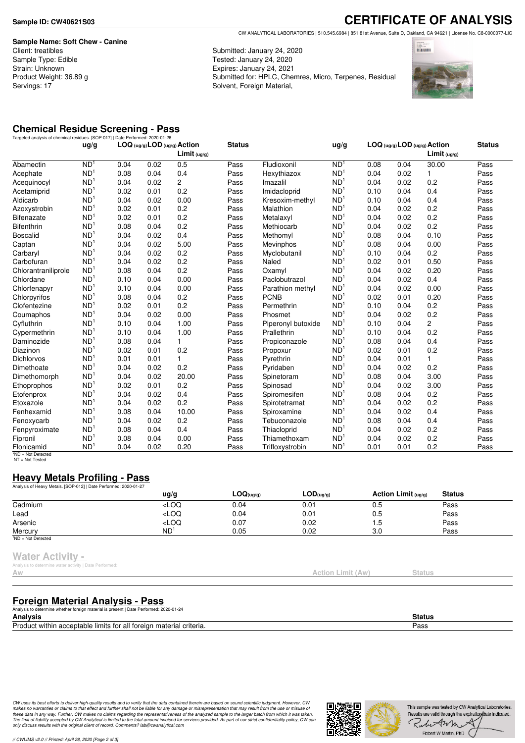**Sample ID: CW40621S03**

# CERTIFICATE OF ANALYSIS

CW ANALYTICAL LABORATORIES | 510.545.6984 | 851 81st Avenue, Suite D, Oakland, CA 94621 | License No. C8-0000077-LIC

**Sample Name: Soft Chew - Canine**
Client: treatibles
Sample Type: Edible
Strain: Unknown
Product Weight: 36.89 g
Servings: 17

Submitted: January 24, 2020
Tested: January 24, 2020
Expires: January 24, 2021
Submitted for: HPLC, Chemres, Micro, Terpenes, Residual Solvent, Foreign Material,

## Chemical Residue Screening - Pass

Targeted analysis of chemical residues. [SOP-017] | Date Performed: 2020-01-26

| | ug/g | LOQ (ug/g) | LOD (ug/g) | Action Limit (ug/g) | Status | | ug/g | LOQ (ug/g) | LOD (ug/g) | Action Limit (ug/g) | Status |
|---|---|---|---|---|---|---|---|---|---|---|---|
| Abamectin | ND[1] | 0.04 | 0.02 | 0.5 | Pass | Fludioxonil | ND[1] | 0.08 | 0.04 | 30.00 | Pass |
| Acephate | ND[1] | 0.08 | 0.04 | 0.4 | Pass | Hexythiazox | ND[1] | 0.04 | 0.02 | 1 | Pass |
| Acequinocyl | ND[1] | 0.04 | 0.02 | 2 | Pass | Imazalil | ND[1] | 0.04 | 0.02 | 0.2 | Pass |
| Acetamiprid | ND[1] | 0.02 | 0.01 | 0.2 | Pass | Imidacloprid | ND[1] | 0.10 | 0.04 | 0.4 | Pass |
| Aldicarb | ND[1] | 0.04 | 0.02 | 0.00 | Pass | Kresoxim-methyl | ND[1] | 0.10 | 0.04 | 0.4 | Pass |
| Azoxystrobin | ND[1] | 0.02 | 0.01 | 0.2 | Pass | Malathion | ND[1] | 0.04 | 0.02 | 0.2 | Pass |
| Bifenazate | ND[1] | 0.02 | 0.01 | 0.2 | Pass | Metalaxyl | ND[1] | 0.04 | 0.02 | 0.2 | Pass |
| Bifenthrin | ND[1] | 0.08 | 0.04 | 0.2 | Pass | Methiocarb | ND[1] | 0.04 | 0.02 | 0.2 | Pass |
| Boscalid | ND[1] | 0.04 | 0.02 | 0.4 | Pass | Methomyl | ND[1] | 0.08 | 0.04 | 0.10 | Pass |
| Captan | ND[1] | 0.04 | 0.02 | 5.00 | Pass | Mevinphos | ND[1] | 0.08 | 0.04 | 0.00 | Pass |
| Carbaryl | ND[1] | 0.04 | 0.02 | 0.2 | Pass | Myclobutanil | ND[1] | 0.10 | 0.04 | 0.2 | Pass |
| Carbofuran | ND[1] | 0.04 | 0.02 | 0.2 | Pass | Naled | ND[1] | 0.02 | 0.01 | 0.50 | Pass |
| Chlorantraniliprole | ND[1] | 0.08 | 0.04 | 0.2 | Pass | Oxamyl | ND[1] | 0.04 | 0.02 | 0.20 | Pass |
| Chlordane | ND[1] | 0.10 | 0.04 | 0.00 | Pass | Paclobutrazol | ND[1] | 0.04 | 0.02 | 0.4 | Pass |
| Chlorfenapyr | ND[1] | 0.10 | 0.04 | 0.00 | Pass | Parathion methyl | ND[1] | 0.04 | 0.02 | 0.00 | Pass |
| Chlorpyrifos | ND[1] | 0.08 | 0.04 | 0.2 | Pass | PCNB | ND[1] | 0.02 | 0.01 | 0.20 | Pass |
| Clofentezine | ND[1] | 0.02 | 0.01 | 0.2 | Pass | Permethrin | ND[1] | 0.10 | 0.04 | 0.2 | Pass |
| Coumaphos | ND[1] | 0.04 | 0.02 | 0.00 | Pass | Phosmet | ND[1] | 0.04 | 0.02 | 0.2 | Pass |
| Cyfluthrin | ND[1] | 0.10 | 0.04 | 1.00 | Pass | Piperonyl butoxide | ND[1] | 0.10 | 0.04 | 2 | Pass |
| Cypermethrin | ND[1] | 0.10 | 0.04 | 1.00 | Pass | Prallethrin | ND[1] | 0.10 | 0.04 | 0.2 | Pass |
| Daminozide | ND[1] | 0.08 | 0.04 | 1 | Pass | Propiconazole | ND[1] | 0.08 | 0.04 | 0.4 | Pass |
| Diazinon | ND[1] | 0.02 | 0.01 | 0.2 | Pass | Propoxur | ND[1] | 0.02 | 0.01 | 0.2 | Pass |
| Dichlorvos | ND[1] | 0.01 | 0.01 | 1 | Pass | Pyrethrin | ND[1] | 0.04 | 0.01 | 1 | Pass |
| Dimethoate | ND[1] | 0.04 | 0.02 | 0.2 | Pass | Pyridaben | ND[1] | 0.04 | 0.02 | 0.2 | Pass |
| Dimethomorph | ND[1] | 0.04 | 0.02 | 20.00 | Pass | Spinetoram | ND[1] | 0.08 | 0.04 | 3.00 | Pass |
| Ethoprophos | ND[1] | 0.02 | 0.01 | 0.2 | Pass | Spinosad | ND[1] | 0.04 | 0.02 | 3.00 | Pass |
| Etofenprox | ND[1] | 0.04 | 0.02 | 0.4 | Pass | Spiromesifen | ND[1] | 0.08 | 0.04 | 0.2 | Pass |
| Etoxazole | ND[1] | 0.04 | 0.02 | 0.2 | Pass | Spirotetramat | ND[1] | 0.04 | 0.02 | 0.2 | Pass |
| Fenhexamid | ND[1] | 0.08 | 0.04 | 10.00 | Pass | Spiroxamine | ND[1] | 0.04 | 0.02 | 0.4 | Pass |
| Fenoxycarb | ND[1] | 0.04 | 0.02 | 0.2 | Pass | Tebuconazole | ND[1] | 0.08 | 0.04 | 0.4 | Pass |
| Fenpyroximate | ND[1] | 0.08 | 0.04 | 0.4 | Pass | Thiacloprid | ND[1] | 0.04 | 0.02 | 0.2 | Pass |
| Fipronil | ND[1] | 0.08 | 0.04 | 0.00 | Pass | Thiamethoxam | ND[1] | 0.04 | 0.02 | 0.2 | Pass |
| Flonicamid | ND[1] | 0.04 | 0.02 | 0.20 | Pass | Trifloxystrobin | ND[1] | 0.01 | 0.01 | 0.2 | Pass |

[1]ND = Not Detected
NT = Not Tested

## Heavy Metals Profiling - Pass

Analysis of Heavy Metals. [SOP-012] | Date Performed: 2020-01-27

| | ug/g | LOQ(ug/g) | LOD(ug/g) | Action Limit (ug/g) | Status |
|---|---|---|---|---|---|
| Cadmium | <LOQ | 0.04 | 0.01 | 0.5 | Pass |
| Lead | <LOQ | 0.04 | 0.01 | 0.5 | Pass |
| Arsenic | <LOQ | 0.07 | 0.02 | 1.5 | Pass |
| Mercury | ND[1] | 0.05 | 0.02 | 3.0 | Pass |

[1]ND = Not Detected

## Water Activity -

Analysis to determine water activity | Date Performed:

| Aw | Action Limit (Aw) | Status |
|---|---|---|

## Foreign Material Analysis - Pass

Analysis to determine whether foreign material is present | Date Performed: 2020-01-24

| Analysis | Status |
|---|---|
| Product within acceptable limits for all foreign material criteria. | Pass |

*CW uses its best efforts to deliver high-quality results and to verify that the data contained therein are based on sound scientific judgment. However, CW makes no warranties or claims to that effect and further shall not be liable for any damage or misrepresentation that may result from the use or misuse of these data in any way. Further, CW makes no claims regarding the representativeness of the analyzed sample to the larger batch from which it was taken. The limit of liability accepted by CW Analytical is limited to the total amount invoiced for services provided. As part of our strict confidentiality policy, CW can only discuss results with the original client of record. Comments? lab@cwanalytical.com*

This sample was tested by CW Analytical Laboratories. Results are valid through the expiration date indicated.

Robert W Martin, PhD

// CWLIMS v2.0 // Printed: April 28, 2020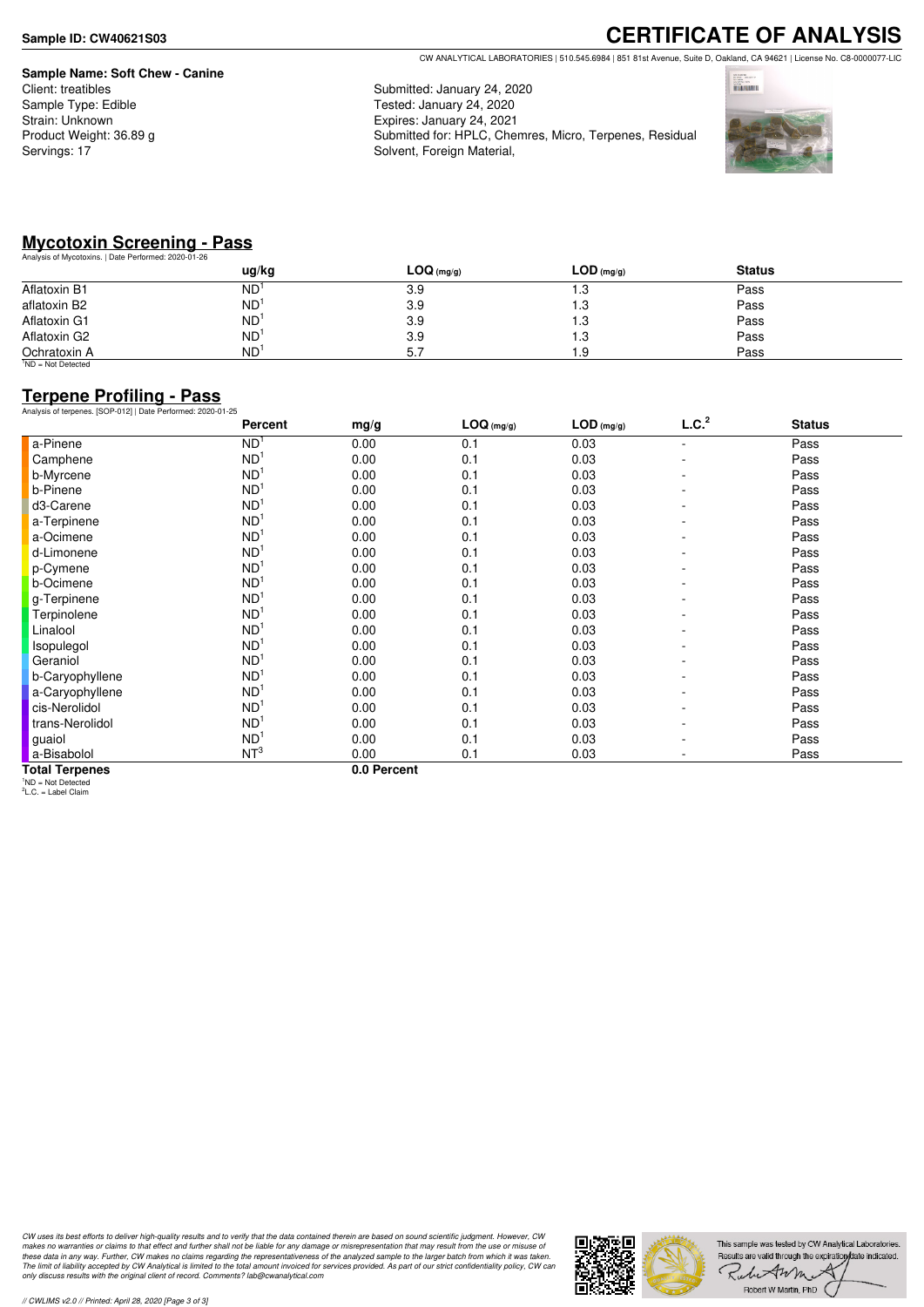**Sample ID: CW40621S03**

# CERTIFICATE OF ANALYSIS

CW ANALYTICAL LABORATORIES | 510.545.6984 | 851 81st Avenue, Suite D, Oakland, CA 94621 | License No. C8-0000077-LIC

**Sample Name: Soft Chew - Canine**
Client: treatibles
Sample Type: Edible
Strain: Unknown
Product Weight: 36.89 g
Servings: 17

Submitted: January 24, 2020
Tested: January 24, 2020
Expires: January 24, 2021
Submitted for: HPLC, Chemres, Micro, Terpenes, Residual Solvent, Foreign Material,

## Mycotoxin Screening - Pass

Analysis of Mycotoxins. | Date Performed: 2020-01-26

| | ug/kg | LOQ (mg/g) | LOD (mg/g) | Status |
|---|---|---|---|---|
| Aflatoxin B1 | ND[1] | 3.9 | 1.3 | Pass |
| aflatoxin B2 | ND[1] | 3.9 | 1.3 | Pass |
| Aflatoxin G1 | ND[1] | 3.9 | 1.3 | Pass |
| Aflatoxin G2 | ND[1] | 3.9 | 1.3 | Pass |
| Ochratoxin A | ND[1] | 5.7 | 1.9 | Pass |

[1]ND = Not Detected

## Terpene Profiling - Pass

Analysis of terpenes. [SOP-012] | Date Performed: 2020-01-25

| | Percent | mg/g | LOQ (mg/g) | LOD (mg/g) | L.C.[2] | Status |
|---|---|---|---|---|---|---|
| a-Pinene | ND[1] | 0.00 | 0.1 | 0.03 | - | Pass |
| Camphene | ND[1] | 0.00 | 0.1 | 0.03 | - | Pass |
| b-Myrcene | ND[1] | 0.00 | 0.1 | 0.03 | - | Pass |
| b-Pinene | ND[1] | 0.00 | 0.1 | 0.03 | - | Pass |
| d3-Carene | ND[1] | 0.00 | 0.1 | 0.03 | - | Pass |
| a-Terpinene | ND[1] | 0.00 | 0.1 | 0.03 | - | Pass |
| a-Ocimene | ND[1] | 0.00 | 0.1 | 0.03 | - | Pass |
| d-Limonene | ND[1] | 0.00 | 0.1 | 0.03 | - | Pass |
| p-Cymene | ND[1] | 0.00 | 0.1 | 0.03 | - | Pass |
| b-Ocimene | ND[1] | 0.00 | 0.1 | 0.03 | - | Pass |
| g-Terpinene | ND[1] | 0.00 | 0.1 | 0.03 | - | Pass |
| Terpinolene | ND[1] | 0.00 | 0.1 | 0.03 | - | Pass |
| Linalool | ND[1] | 0.00 | 0.1 | 0.03 | - | Pass |
| Isopulegol | ND[1] | 0.00 | 0.1 | 0.03 | - | Pass |
| Geraniol | ND[1] | 0.00 | 0.1 | 0.03 | - | Pass |
| b-Caryophyllene | ND[1] | 0.00 | 0.1 | 0.03 | - | Pass |
| a-Caryophyllene | ND[1] | 0.00 | 0.1 | 0.03 | - | Pass |
| cis-Nerolidol | ND[1] | 0.00 | 0.1 | 0.03 | - | Pass |
| trans-Nerolidol | ND[1] | 0.00 | 0.1 | 0.03 | - | Pass |
| guaiol | ND[1] | 0.00 | 0.1 | 0.03 | - | Pass |
| a-Bisabolol | NT[3] | 0.00 | 0.1 | 0.03 | - | Pass |
| **Total Terpenes** | | **0.0 Percent** | | | | |

[1]ND = Not Detected
[2]L.C. = Label Claim

*CW uses its best efforts to deliver high-quality results and to verify that the data contained therein are based on sound scientific judgment. However, CW makes no warranties or claims to that effect and further shall not be liable for any damage or misrepresentation that may result from the use or misuse of these data in any way. Further, CW makes no claims regarding the representativeness of the analyzed sample to the larger batch from which it was taken. The limit of liability accepted by CW Analytical is limited to the total amount invoiced for services provided. As part of our strict confidentiality policy, CW can only discuss results with the original client of record. Comments? lab@cwanalytical.com*

This sample was tested by CW Analytical Laboratories. Results are valid through the expiration date indicated.

Robert W Martin, PhD

// CWLIMS v2.0 // Printed: April 28, 2020 [Page 3 of 3]